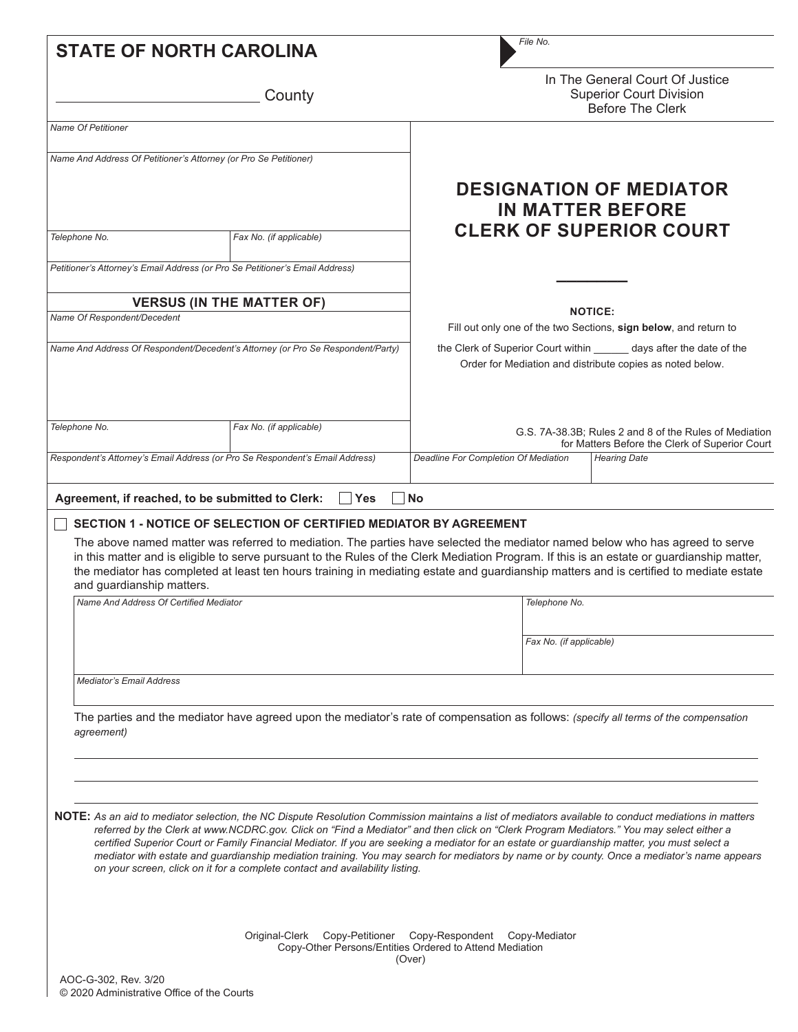**STATE OF NORTH CAROLINA**

_________________________ County

*File No.*

In The General Court Of Justice
Superior Court Division
Before The Clerk

| | |
|---|---|
| *Name Of Petitioner* | |
| *Name And Address Of Petitioner's Attorney (or Pro Se Petitioner)* | |
| *Telephone No.* | *Fax No. (if applicable)* |
| *Petitioner's Attorney's Email Address (or Pro Se Petitioner's Email Address)* | |

# DESIGNATION OF MEDIATOR IN MATTER BEFORE CLERK OF SUPERIOR COURT

**VERSUS (IN THE MATTER OF)**

| | |
|---|---|
| *Name Of Respondent/Decedent* | |
| *Name And Address Of Respondent/Decedent's Attorney (or Pro Se Respondent/Party)* | |
| *Telephone No.* | *Fax No. (if applicable)* |
| *Respondent's Attorney's Email Address (or Pro Se Respondent's Email Address)* | |

**NOTICE:**
Fill out only one of the two Sections, **sign below**, and return to the Clerk of Superior Court within ______ days after the date of the Order for Mediation and distribute copies as noted below.

G.S. 7A-38.3B; Rules 2 and 8 of the Rules of Mediation for Matters Before the Clerk of Superior Court

| *Deadline For Completion Of Mediation* | *Hearing Date* |
|---|---|
| | |

**Agreement, if reached, to be submitted to Clerk:** ☐ **Yes** ☐ **No**

☐ **SECTION 1 - NOTICE OF SELECTION OF CERTIFIED MEDIATOR BY AGREEMENT**

The above named matter was referred to mediation. The parties have selected the mediator named below who has agreed to serve in this matter and is eligible to serve pursuant to the Rules of the Clerk Mediation Program. If this is an estate or guardianship matter, the mediator has completed at least ten hours training in mediating estate and guardianship matters and is certified to mediate estate and guardianship matters.

| *Name And Address Of Certified Mediator* | *Telephone No.* |
|---|---|
| | *Fax No. (if applicable)* |
| *Mediator's Email Address* | |

The parties and the mediator have agreed upon the mediator's rate of compensation as follows: *(specify all terms of the compensation agreement)*

______________________________________________________________________

______________________________________________________________________

______________________________________________________________________

**NOTE:** *As an aid to mediator selection, the NC Dispute Resolution Commission maintains a list of mediators available to conduct mediations in matters referred by the Clerk at www.NCDRC.gov. Click on "Find a Mediator" and then click on "Clerk Program Mediators." You may select either a certified Superior Court or Family Financial Mediator. If you are seeking a mediator for an estate or guardianship matter, you must select a mediator with estate and guardianship mediation training. You may search for mediators by name or by county. Once a mediator's name appears on your screen, click on it for a complete contact and availability listing.*

Original-Clerk Copy-Petitioner Copy-Respondent Copy-Mediator
Copy-Other Persons/Entities Ordered to Attend Mediation
(Over)

AOC-G-302, Rev. 3/20
© 2020 Administrative Office of the Courts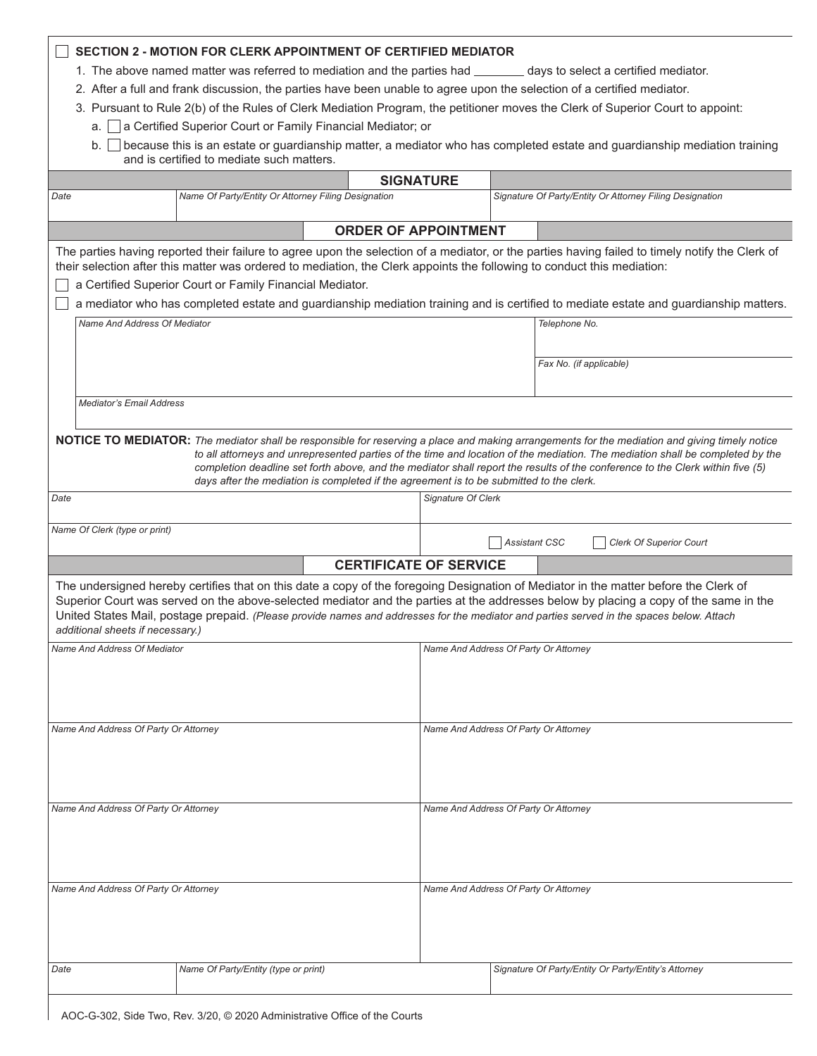☐ **SECTION 2 - MOTION FOR CLERK APPOINTMENT OF CERTIFIED MEDIATOR**

1. The above named matter was referred to mediation and the parties had ________ days to select a certified mediator.
2. After a full and frank discussion, the parties have been unable to agree upon the selection of a certified mediator.
3. Pursuant to Rule 2(b) of the Rules of Clerk Mediation Program, the petitioner moves the Clerk of Superior Court to appoint:
   a. ☐ a Certified Superior Court or Family Financial Mediator; or
   b. ☐ because this is an estate or guardianship matter, a mediator who has completed estate and guardianship mediation training and is certified to mediate such matters.

## SIGNATURE

| Date | Name Of Party/Entity Or Attorney Filing Designation | Signature Of Party/Entity Or Attorney Filing Designation |
|---|---|---|
| | | |

## ORDER OF APPOINTMENT

The parties having reported their failure to agree upon the selection of a mediator, or the parties having failed to timely notify the Clerk of their selection after this matter was ordered to mediation, the Clerk appoints the following to conduct this mediation:

☐ a Certified Superior Court or Family Financial Mediator.

☐ a mediator who has completed estate and guardianship mediation training and is certified to mediate estate and guardianship matters.

| Name And Address Of Mediator | Telephone No. |
|---|---|
| | Fax No. (if applicable) |
| Mediator's Email Address | |

**NOTICE TO MEDIATOR:** *The mediator shall be responsible for reserving a place and making arrangements for the mediation and giving timely notice to all attorneys and unrepresented parties of the time and location of the mediation. The mediation shall be completed by the completion deadline set forth above, and the mediator shall report the results of the conference to the Clerk within five (5) days after the mediation is completed if the agreement is to be submitted to the clerk.*

| Date | Signature Of Clerk |
|---|---|
| Name Of Clerk (type or print) | ☐ Assistant CSC ☐ Clerk Of Superior Court |

## CERTIFICATE OF SERVICE

The undersigned hereby certifies that on this date a copy of the foregoing Designation of Mediator in the matter before the Clerk of Superior Court was served on the above-selected mediator and the parties at the addresses below by placing a copy of the same in the United States Mail, postage prepaid. *(Please provide names and addresses for the mediator and parties served in the spaces below. Attach additional sheets if necessary.)*

| Name And Address Of Mediator | Name And Address Of Party Or Attorney |
|---|---|
| Name And Address Of Party Or Attorney | Name And Address Of Party Or Attorney |
| Name And Address Of Party Or Attorney | Name And Address Of Party Or Attorney |
| Name And Address Of Party Or Attorney | Name And Address Of Party Or Attorney |

| Date | Name Of Party/Entity (type or print) | Signature Of Party/Entity Or Party/Entity's Attorney |
|---|---|---|
| | | |

AOC-G-302, Side Two, Rev. 3/20, © 2020 Administrative Office of the Courts